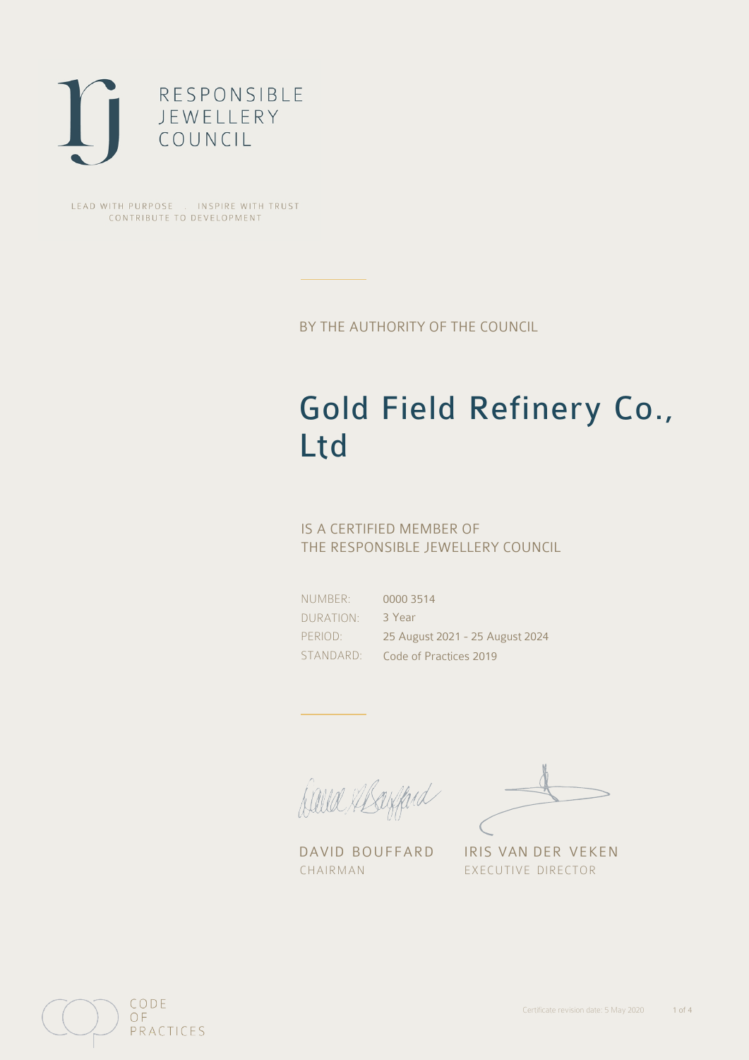RESPONSIBLE
JEWELLERY
COUNCIL

LEAD WITH PURPOSE . INSPIRE WITH TRUST
CONTRIBUTE TO DEVELOPMENT

BY THE AUTHORITY OF THE COUNCIL

# Gold Field Refinery Co., Ltd

IS A CERTIFIED MEMBER OF
THE RESPONSIBLE JEWELLERY COUNCIL

| | |
|---|---|
| NUMBER: | 0000 3514 |
| DURATION: | 3 Year |
| PERIOD: | 25 August 2021 - 25 August 2024 |
| STANDARD: | Code of Practices 2019 |

DAVID BOUFFARD
CHAIRMAN

IRIS VAN DER VEKEN
EXECUTIVE DIRECTOR

CODE
OF
PRACTICES

Certificate revision date: 5 May 2020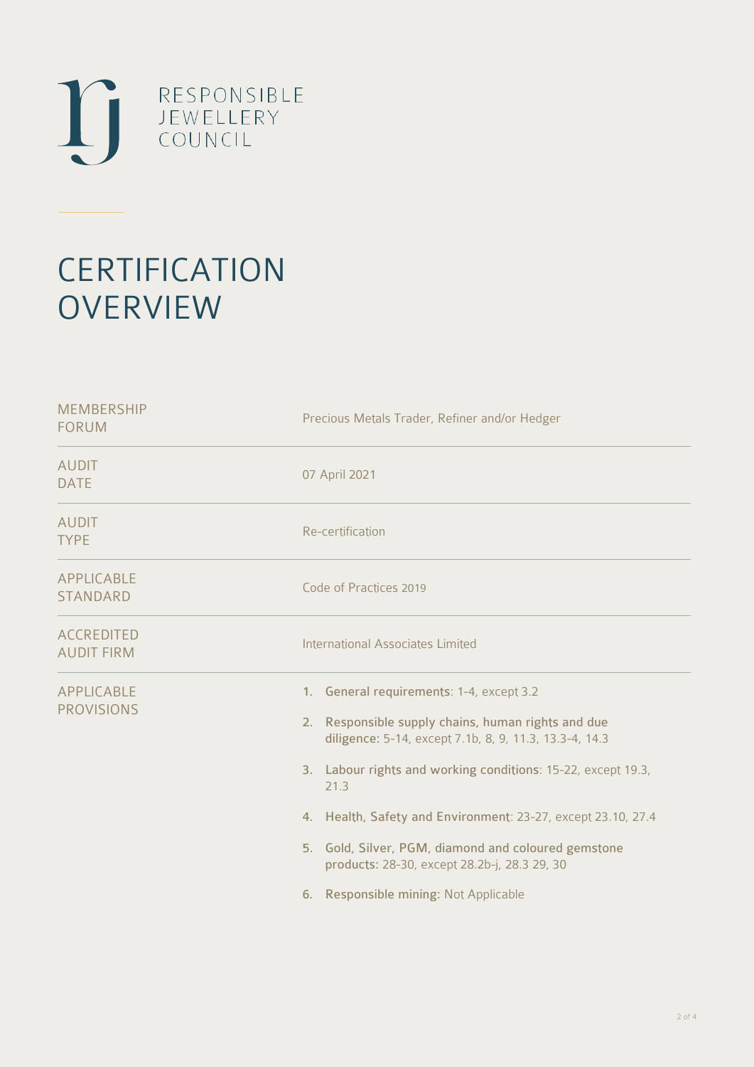RESPONSIBLE JEWELLERY COUNCIL

# CERTIFICATION OVERVIEW

| | |
|---|---|
| MEMBERSHIP FORUM | Precious Metals Trader, Refiner and/or Hedger |
| AUDIT DATE | 07 April 2021 |
| AUDIT TYPE | Re-certification |
| APPLICABLE STANDARD | Code of Practices 2019 |
| ACCREDITED AUDIT FIRM | International Associates Limited |
| APPLICABLE PROVISIONS | 1. **General requirements**: 1-4, except 3.2<br>2. **Responsible supply chains, human rights and due diligence**: 5-14, except 7.1b, 8, 9, 11.3, 13.3-4, 14.3<br>3. **Labour rights and working conditions**: 15-22, except 19.3, 21.3<br>4. **Health, Safety and Environment**: 23-27, except 23.10, 27.4<br>5. **Gold, Silver, PGM, diamond and coloured gemstone products**: 28-30, except 28.2b-j, 28.3 29, 30<br>6. **Responsible mining**: Not Applicable |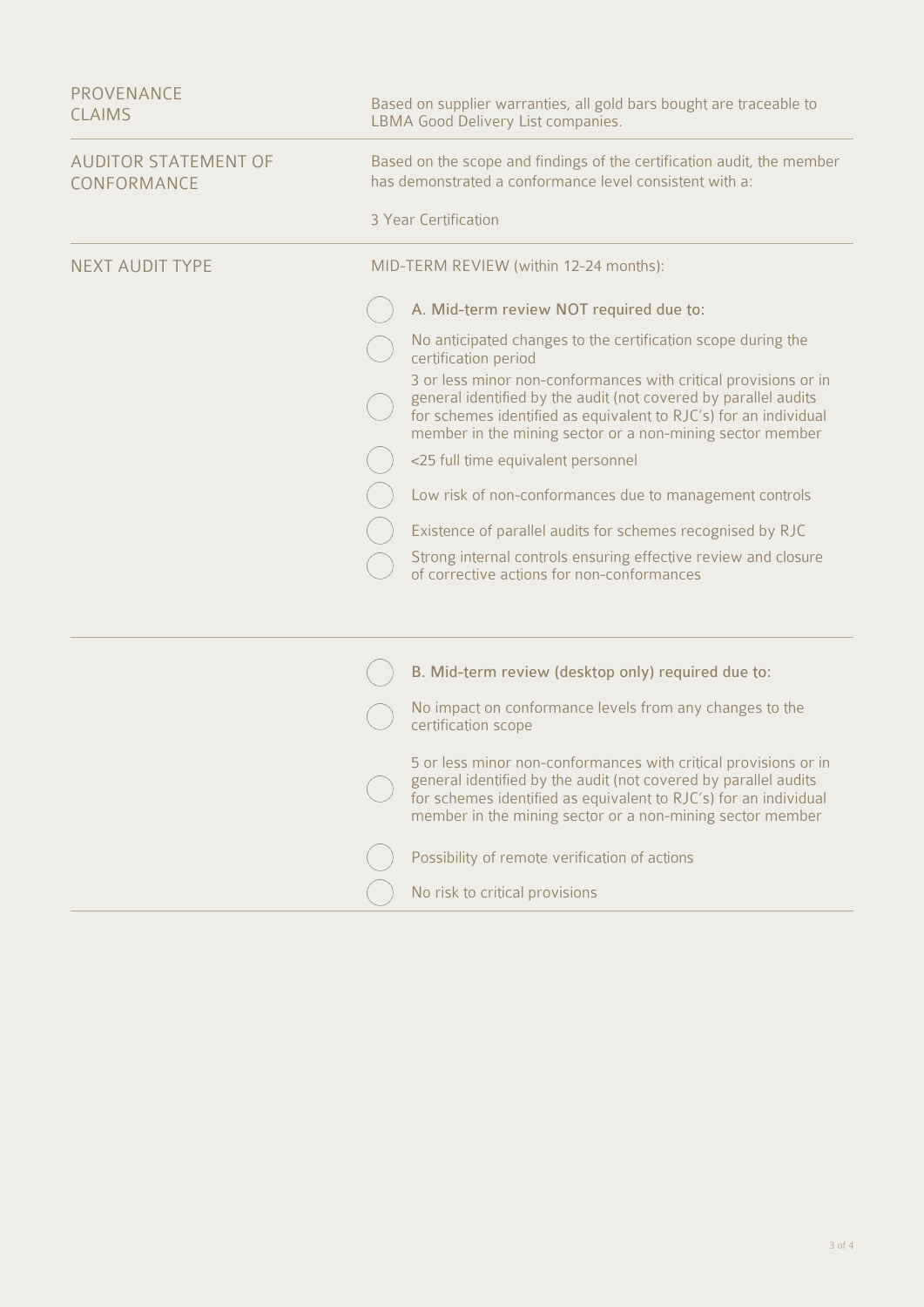| | |
|---|---|
| PROVENANCE CLAIMS | Based on supplier warranties, all gold bars bought are traceable to LBMA Good Delivery List companies. |
| AUDITOR STATEMENT OF CONFORMANCE | Based on the scope and findings of the certification audit, the member has demonstrated a conformance level consistent with a:<br><br>3 Year Certification |
| NEXT AUDIT TYPE | MID-TERM REVIEW (within 12-24 months): |

- ◯ **A. Mid-term review NOT required due to:**
- ◯ No anticipated changes to the certification scope during the certification period
- ◯ 3 or less minor non-conformances with critical provisions or in general identified by the audit (not covered by parallel audits for schemes identified as equivalent to RJC's) for an individual member in the mining sector or a non-mining sector member
- ◯ <25 full time equivalent personnel
- ◯ Low risk of non-conformances due to management controls
- ◯ Existence of parallel audits for schemes recognised by RJC
- ◯ Strong internal controls ensuring effective review and closure of corrective actions for non-conformances

---

- ◯ **B. Mid-term review (desktop only) required due to:**
- ◯ No impact on conformance levels from any changes to the certification scope
- ◯ 5 or less minor non-conformances with critical provisions or in general identified by the audit (not covered by parallel audits for schemes identified as equivalent to RJC's) for an individual member in the mining sector or a non-mining sector member
- ◯ Possibility of remote verification of actions
- ◯ No risk to critical provisions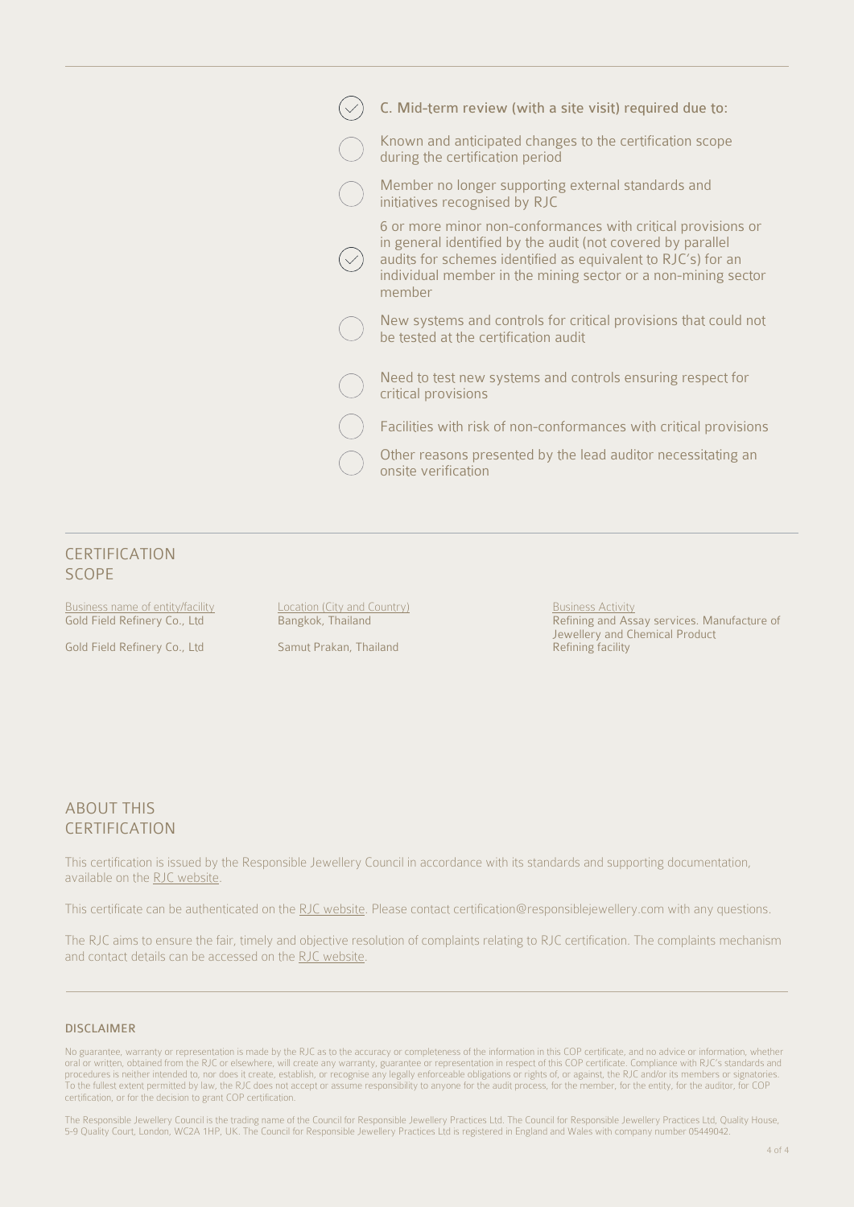- [x] **C. Mid-term review (with a site visit) required due to:**
- [ ] Known and anticipated changes to the certification scope during the certification period
- [ ] Member no longer supporting external standards and initiatives recognised by RJC
- [x] 6 or more minor non-conformances with critical provisions or in general identified by the audit (not covered by parallel audits for schemes identified as equivalent to RJC's) for an individual member in the mining sector or a non-mining sector member
- [ ] New systems and controls for critical provisions that could not be tested at the certification audit
- [ ] Need to test new systems and controls ensuring respect for critical provisions
- [ ] Facilities with risk of non-conformances with critical provisions
- [ ] Other reasons presented by the lead auditor necessitating an onsite verification

## CERTIFICATION SCOPE

| Business name of entity/facility | Location (City and Country) | Business Activity |
| --- | --- | --- |
| Gold Field Refinery Co., Ltd | Bangkok, Thailand | Refining and Assay services. Manufacture of Jewellery and Chemical Product |
| Gold Field Refinery Co., Ltd | Samut Prakan, Thailand | Refining facility |

## ABOUT THIS CERTIFICATION

This certification is issued by the Responsible Jewellery Council in accordance with its standards and supporting documentation, available on the RJC website.

This certificate can be authenticated on the RJC website. Please contact certification@responsiblejewellery.com with any questions.

The RJC aims to ensure the fair, timely and objective resolution of complaints relating to RJC certification. The complaints mechanism and contact details can be accessed on the RJC website.

### DISCLAIMER

No guarantee, warranty or representation is made by the RJC as to the accuracy or completeness of the information in this COP certificate, and no advice or information, whether oral or written, obtained from the RJC or elsewhere, will create any warranty, guarantee or representation in respect of this COP certificate. Compliance with RJC's standards and procedures is neither intended to, nor does it create, establish, or recognise any legally enforceable obligations or rights of, or against, the RJC and/or its members or signatories. To the fullest extent permitted by law, the RJC does not accept or assume responsibility to anyone for the audit process, for the member, for the entity, for the auditor, for COP certification, or for the decision to grant COP certification.

The Responsible Jewellery Council is the trading name of the Council for Responsible Jewellery Practices Ltd. The Council for Responsible Jewellery Practices Ltd, Quality House, 5-9 Quality Court, London, WC2A 1HP, UK. The Council for Responsible Jewellery Practices Ltd is registered in England and Wales with company number 05449042.